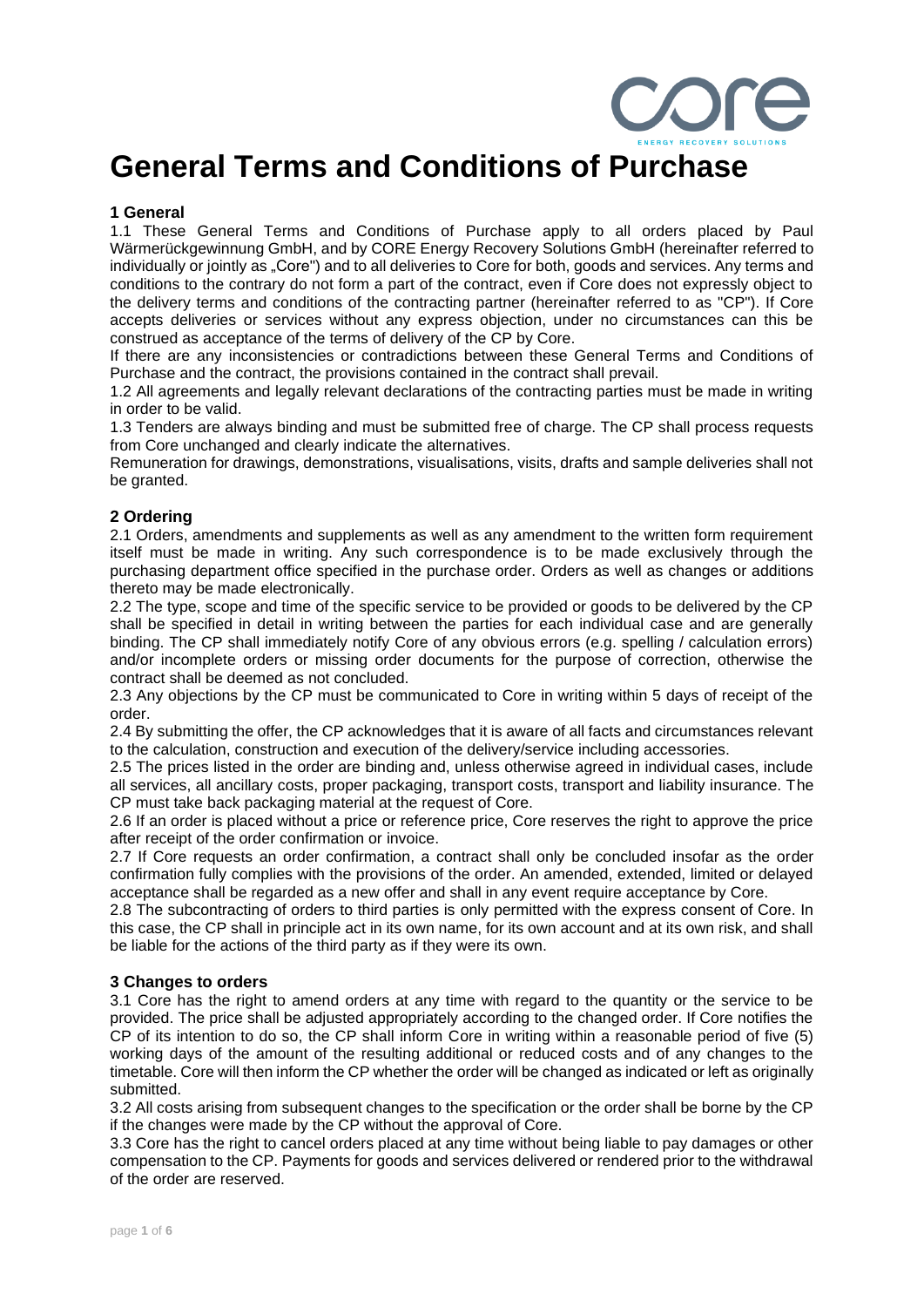# General Terms and Conditions of Purchase

## 1 General

1.1 These General Terms and Conditions of Purchase apply to all orders placed by Paul Wärmerückgewinnung GmbH, and by CORE Energy Recovery Solutions GmbH (hereinafter referred to individually or jointly as „Core") and to all deliveries to Core for both, goods and services. Any terms and conditions to the contrary do not form a part of the contract, even if Core does not expressly object to the delivery terms and conditions of the contracting partner (hereinafter referred to as "CP"). If Core accepts deliveries or services without any express objection, under no circumstances can this be construed as acceptance of the terms of delivery of the CP by Core.

If there are any inconsistencies or contradictions between these General Terms and Conditions of Purchase and the contract, the provisions contained in the contract shall prevail.

1.2 All agreements and legally relevant declarations of the contracting parties must be made in writing in order to be valid.

1.3 Tenders are always binding and must be submitted free of charge. The CP shall process requests from Core unchanged and clearly indicate the alternatives.

Remuneration for drawings, demonstrations, visualisations, visits, drafts and sample deliveries shall not be granted.

## 2 Ordering

2.1 Orders, amendments and supplements as well as any amendment to the written form requirement itself must be made in writing. Any such correspondence is to be made exclusively through the purchasing department office specified in the purchase order. Orders as well as changes or additions thereto may be made electronically.

2.2 The type, scope and time of the specific service to be provided or goods to be delivered by the CP shall be specified in detail in writing between the parties for each individual case and are generally binding. The CP shall immediately notify Core of any obvious errors (e.g. spelling / calculation errors) and/or incomplete orders or missing order documents for the purpose of correction, otherwise the contract shall be deemed as not concluded.

2.3 Any objections by the CP must be communicated to Core in writing within 5 days of receipt of the order.

2.4 By submitting the offer, the CP acknowledges that it is aware of all facts and circumstances relevant to the calculation, construction and execution of the delivery/service including accessories.

2.5 The prices listed in the order are binding and, unless otherwise agreed in individual cases, include all services, all ancillary costs, proper packaging, transport costs, transport and liability insurance. The CP must take back packaging material at the request of Core.

2.6 If an order is placed without a price or reference price, Core reserves the right to approve the price after receipt of the order confirmation or invoice.

2.7 If Core requests an order confirmation, a contract shall only be concluded insofar as the order confirmation fully complies with the provisions of the order. An amended, extended, limited or delayed acceptance shall be regarded as a new offer and shall in any event require acceptance by Core.

2.8 The subcontracting of orders to third parties is only permitted with the express consent of Core. In this case, the CP shall in principle act in its own name, for its own account and at its own risk, and shall be liable for the actions of the third party as if they were its own.

## 3 Changes to orders

3.1 Core has the right to amend orders at any time with regard to the quantity or the service to be provided. The price shall be adjusted appropriately according to the changed order. If Core notifies the CP of its intention to do so, the CP shall inform Core in writing within a reasonable period of five (5) working days of the amount of the resulting additional or reduced costs and of any changes to the timetable. Core will then inform the CP whether the order will be changed as indicated or left as originally submitted.

3.2 All costs arising from subsequent changes to the specification or the order shall be borne by the CP if the changes were made by the CP without the approval of Core.

3.3 Core has the right to cancel orders placed at any time without being liable to pay damages or other compensation to the CP. Payments for goods and services delivered or rendered prior to the withdrawal of the order are reserved.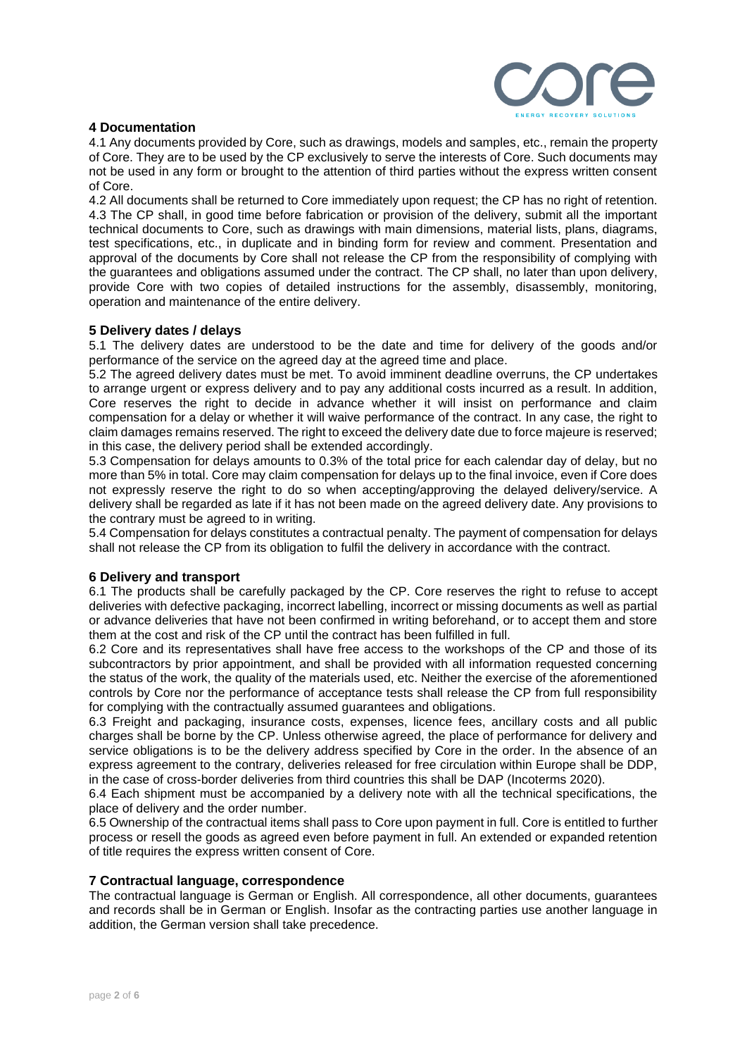## 4 Documentation

4.1 Any documents provided by Core, such as drawings, models and samples, etc., remain the property of Core. They are to be used by the CP exclusively to serve the interests of Core. Such documents may not be used in any form or brought to the attention of third parties without the express written consent of Core.

4.2 All documents shall be returned to Core immediately upon request; the CP has no right of retention.

4.3 The CP shall, in good time before fabrication or provision of the delivery, submit all the important technical documents to Core, such as drawings with main dimensions, material lists, plans, diagrams, test specifications, etc., in duplicate and in binding form for review and comment. Presentation and approval of the documents by Core shall not release the CP from the responsibility of complying with the guarantees and obligations assumed under the contract. The CP shall, no later than upon delivery, provide Core with two copies of detailed instructions for the assembly, disassembly, monitoring, operation and maintenance of the entire delivery.

## 5 Delivery dates / delays

5.1 The delivery dates are understood to be the date and time for delivery of the goods and/or performance of the service on the agreed day at the agreed time and place.

5.2 The agreed delivery dates must be met. To avoid imminent deadline overruns, the CP undertakes to arrange urgent or express delivery and to pay any additional costs incurred as a result. In addition, Core reserves the right to decide in advance whether it will insist on performance and claim compensation for a delay or whether it will waive performance of the contract. In any case, the right to claim damages remains reserved. The right to exceed the delivery date due to force majeure is reserved; in this case, the delivery period shall be extended accordingly.

5.3 Compensation for delays amounts to 0.3% of the total price for each calendar day of delay, but no more than 5% in total. Core may claim compensation for delays up to the final invoice, even if Core does not expressly reserve the right to do so when accepting/approving the delayed delivery/service. A delivery shall be regarded as late if it has not been made on the agreed delivery date. Any provisions to the contrary must be agreed to in writing.

5.4 Compensation for delays constitutes a contractual penalty. The payment of compensation for delays shall not release the CP from its obligation to fulfil the delivery in accordance with the contract.

## 6 Delivery and transport

6.1 The products shall be carefully packaged by the CP. Core reserves the right to refuse to accept deliveries with defective packaging, incorrect labelling, incorrect or missing documents as well as partial or advance deliveries that have not been confirmed in writing beforehand, or to accept them and store them at the cost and risk of the CP until the contract has been fulfilled in full.

6.2 Core and its representatives shall have free access to the workshops of the CP and those of its subcontractors by prior appointment, and shall be provided with all information requested concerning the status of the work, the quality of the materials used, etc. Neither the exercise of the aforementioned controls by Core nor the performance of acceptance tests shall release the CP from full responsibility for complying with the contractually assumed guarantees and obligations.

6.3 Freight and packaging, insurance costs, expenses, licence fees, ancillary costs and all public charges shall be borne by the CP. Unless otherwise agreed, the place of performance for delivery and service obligations is to be the delivery address specified by Core in the order. In the absence of an express agreement to the contrary, deliveries released for free circulation within Europe shall be DDP, in the case of cross-border deliveries from third countries this shall be DAP (Incoterms 2020).

6.4 Each shipment must be accompanied by a delivery note with all the technical specifications, the place of delivery and the order number.

6.5 Ownership of the contractual items shall pass to Core upon payment in full. Core is entitled to further process or resell the goods as agreed even before payment in full. An extended or expanded retention of title requires the express written consent of Core.

## 7 Contractual language, correspondence

The contractual language is German or English. All correspondence, all other documents, guarantees and records shall be in German or English. Insofar as the contracting parties use another language in addition, the German version shall take precedence.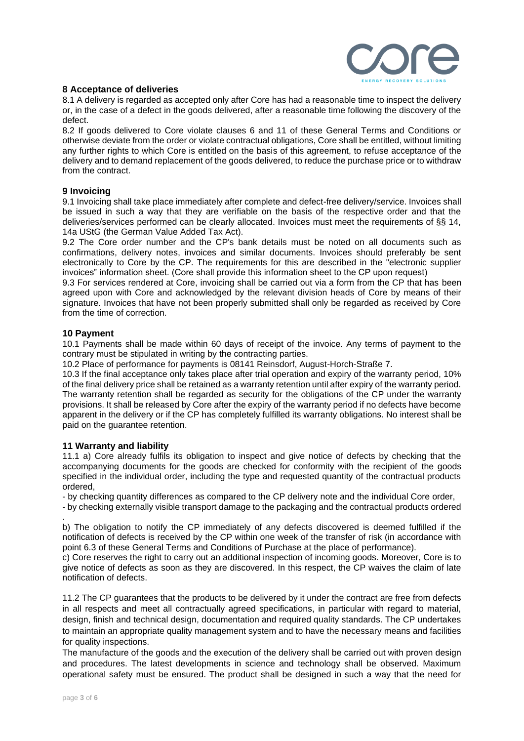## 8 Acceptance of deliveries

8.1 A delivery is regarded as accepted only after Core has had a reasonable time to inspect the delivery or, in the case of a defect in the goods delivered, after a reasonable time following the discovery of the defect.

8.2 If goods delivered to Core violate clauses 6 and 11 of these General Terms and Conditions or otherwise deviate from the order or violate contractual obligations, Core shall be entitled, without limiting any further rights to which Core is entitled on the basis of this agreement, to refuse acceptance of the delivery and to demand replacement of the goods delivered, to reduce the purchase price or to withdraw from the contract.

## 9 Invoicing

9.1 Invoicing shall take place immediately after complete and defect-free delivery/service. Invoices shall be issued in such a way that they are verifiable on the basis of the respective order and that the deliveries/services performed can be clearly allocated. Invoices must meet the requirements of §§ 14, 14a UStG (the German Value Added Tax Act).

9.2 The Core order number and the CP's bank details must be noted on all documents such as confirmations, delivery notes, invoices and similar documents. Invoices should preferably be sent electronically to Core by the CP. The requirements for this are described in the "electronic supplier invoices" information sheet. (Core shall provide this information sheet to the CP upon request)

9.3 For services rendered at Core, invoicing shall be carried out via a form from the CP that has been agreed upon with Core and acknowledged by the relevant division heads of Core by means of their signature. Invoices that have not been properly submitted shall only be regarded as received by Core from the time of correction.

## 10 Payment

10.1 Payments shall be made within 60 days of receipt of the invoice. Any terms of payment to the contrary must be stipulated in writing by the contracting parties.

10.2 Place of performance for payments is 08141 Reinsdorf, August-Horch-Straße 7.

10.3 If the final acceptance only takes place after trial operation and expiry of the warranty period, 10% of the final delivery price shall be retained as a warranty retention until after expiry of the warranty period. The warranty retention shall be regarded as security for the obligations of the CP under the warranty provisions. It shall be released by Core after the expiry of the warranty period if no defects have become apparent in the delivery or if the CP has completely fulfilled its warranty obligations. No interest shall be paid on the guarantee retention.

## 11 Warranty and liability

11.1 a) Core already fulfils its obligation to inspect and give notice of defects by checking that the accompanying documents for the goods are checked for conformity with the recipient of the goods specified in the individual order, including the type and requested quantity of the contractual products ordered,

- by checking quantity differences as compared to the CP delivery note and the individual Core order,
- by checking externally visible transport damage to the packaging and the contractual products ordered

.

b) The obligation to notify the CP immediately of any defects discovered is deemed fulfilled if the notification of defects is received by the CP within one week of the transfer of risk (in accordance with point 6.3 of these General Terms and Conditions of Purchase at the place of performance).

c) Core reserves the right to carry out an additional inspection of incoming goods. Moreover, Core is to give notice of defects as soon as they are discovered. In this respect, the CP waives the claim of late notification of defects.

11.2 The CP guarantees that the products to be delivered by it under the contract are free from defects in all respects and meet all contractually agreed specifications, in particular with regard to material, design, finish and technical design, documentation and required quality standards. The CP undertakes to maintain an appropriate quality management system and to have the necessary means and facilities for quality inspections.

The manufacture of the goods and the execution of the delivery shall be carried out with proven design and procedures. The latest developments in science and technology shall be observed. Maximum operational safety must be ensured. The product shall be designed in such a way that the need for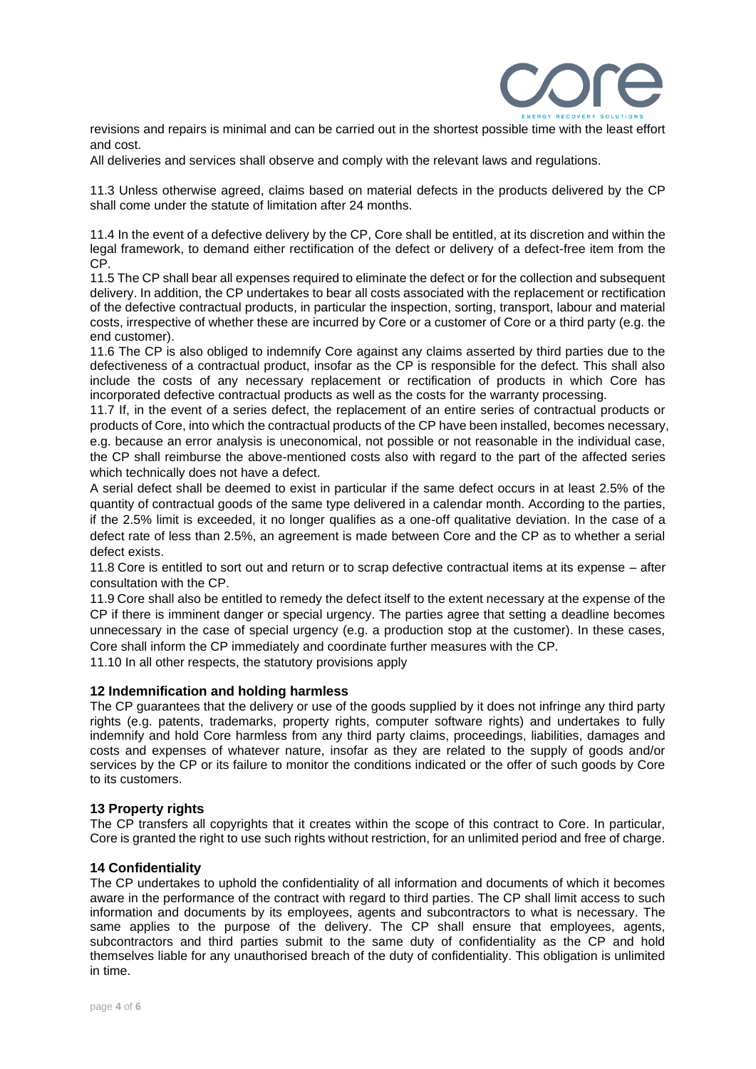revisions and repairs is minimal and can be carried out in the shortest possible time with the least effort and cost.

All deliveries and services shall observe and comply with the relevant laws and regulations.

11.3 Unless otherwise agreed, claims based on material defects in the products delivered by the CP shall come under the statute of limitation after 24 months.

11.4 In the event of a defective delivery by the CP, Core shall be entitled, at its discretion and within the legal framework, to demand either rectification of the defect or delivery of a defect-free item from the CP.

11.5 The CP shall bear all expenses required to eliminate the defect or for the collection and subsequent delivery. In addition, the CP undertakes to bear all costs associated with the replacement or rectification of the defective contractual products, in particular the inspection, sorting, transport, labour and material costs, irrespective of whether these are incurred by Core or a customer of Core or a third party (e.g. the end customer).

11.6 The CP is also obliged to indemnify Core against any claims asserted by third parties due to the defectiveness of a contractual product, insofar as the CP is responsible for the defect. This shall also include the costs of any necessary replacement or rectification of products in which Core has incorporated defective contractual products as well as the costs for the warranty processing.

11.7 If, in the event of a series defect, the replacement of an entire series of contractual products or products of Core, into which the contractual products of the CP have been installed, becomes necessary, e.g. because an error analysis is uneconomical, not possible or not reasonable in the individual case, the CP shall reimburse the above-mentioned costs also with regard to the part of the affected series which technically does not have a defect.

A serial defect shall be deemed to exist in particular if the same defect occurs in at least 2.5% of the quantity of contractual goods of the same type delivered in a calendar month. According to the parties, if the 2.5% limit is exceeded, it no longer qualifies as a one-off qualitative deviation. In the case of a defect rate of less than 2.5%, an agreement is made between Core and the CP as to whether a serial defect exists.

11.8 Core is entitled to sort out and return or to scrap defective contractual items at its expense – after consultation with the CP.

11.9 Core shall also be entitled to remedy the defect itself to the extent necessary at the expense of the CP if there is imminent danger or special urgency. The parties agree that setting a deadline becomes unnecessary in the case of special urgency (e.g. a production stop at the customer). In these cases, Core shall inform the CP immediately and coordinate further measures with the CP.

11.10 In all other respects, the statutory provisions apply

## 12 Indemnification and holding harmless

The CP guarantees that the delivery or use of the goods supplied by it does not infringe any third party rights (e.g. patents, trademarks, property rights, computer software rights) and undertakes to fully indemnify and hold Core harmless from any third party claims, proceedings, liabilities, damages and costs and expenses of whatever nature, insofar as they are related to the supply of goods and/or services by the CP or its failure to monitor the conditions indicated or the offer of such goods by Core to its customers.

## 13 Property rights

The CP transfers all copyrights that it creates within the scope of this contract to Core. In particular, Core is granted the right to use such rights without restriction, for an unlimited period and free of charge.

## 14 Confidentiality

The CP undertakes to uphold the confidentiality of all information and documents of which it becomes aware in the performance of the contract with regard to third parties. The CP shall limit access to such information and documents by its employees, agents and subcontractors to what is necessary. The same applies to the purpose of the delivery. The CP shall ensure that employees, agents, subcontractors and third parties submit to the same duty of confidentiality as the CP and hold themselves liable for any unauthorised breach of the duty of confidentiality. This obligation is unlimited in time.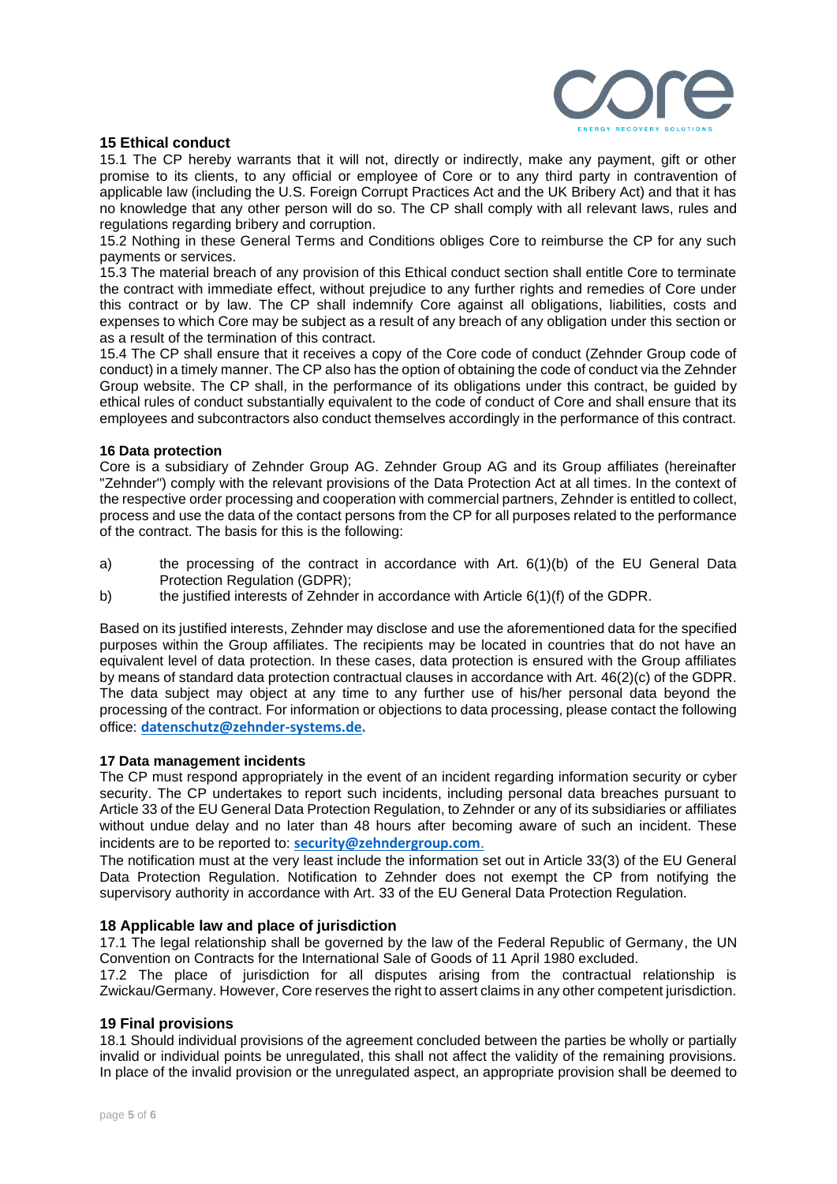## 15 Ethical conduct

15.1 The CP hereby warrants that it will not, directly or indirectly, make any payment, gift or other promise to its clients, to any official or employee of Core or to any third party in contravention of applicable law (including the U.S. Foreign Corrupt Practices Act and the UK Bribery Act) and that it has no knowledge that any other person will do so. The CP shall comply with all relevant laws, rules and regulations regarding bribery and corruption.

15.2 Nothing in these General Terms and Conditions obliges Core to reimburse the CP for any such payments or services.

15.3 The material breach of any provision of this Ethical conduct section shall entitle Core to terminate the contract with immediate effect, without prejudice to any further rights and remedies of Core under this contract or by law. The CP shall indemnify Core against all obligations, liabilities, costs and expenses to which Core may be subject as a result of any breach of any obligation under this section or as a result of the termination of this contract.

15.4 The CP shall ensure that it receives a copy of the Core code of conduct (Zehnder Group code of conduct) in a timely manner. The CP also has the option of obtaining the code of conduct via the Zehnder Group website. The CP shall, in the performance of its obligations under this contract, be guided by ethical rules of conduct substantially equivalent to the code of conduct of Core and shall ensure that its employees and subcontractors also conduct themselves accordingly in the performance of this contract.

## 16 Data protection

Core is a subsidiary of Zehnder Group AG. Zehnder Group AG and its Group affiliates (hereinafter "Zehnder") comply with the relevant provisions of the Data Protection Act at all times. In the context of the respective order processing and cooperation with commercial partners, Zehnder is entitled to collect, process and use the data of the contact persons from the CP for all purposes related to the performance of the contract. The basis for this is the following:

a) the processing of the contract in accordance with Art. 6(1)(b) of the EU General Data Protection Regulation (GDPR);

b) the justified interests of Zehnder in accordance with Article 6(1)(f) of the GDPR.

Based on its justified interests, Zehnder may disclose and use the aforementioned data for the specified purposes within the Group affiliates. The recipients may be located in countries that do not have an equivalent level of data protection. In these cases, data protection is ensured with the Group affiliates by means of standard data protection contractual clauses in accordance with Art. 46(2)(c) of the GDPR. The data subject may object at any time to any further use of his/her personal data beyond the processing of the contract. For information or objections to data processing, please contact the following office: **datenschutz@zehnder-systems.de.**

## 17 Data management incidents

The CP must respond appropriately in the event of an incident regarding information security or cyber security. The CP undertakes to report such incidents, including personal data breaches pursuant to Article 33 of the EU General Data Protection Regulation, to Zehnder or any of its subsidiaries or affiliates without undue delay and no later than 48 hours after becoming aware of such an incident. These incidents are to be reported to: **security@zehndergroup.com**.

The notification must at the very least include the information set out in Article 33(3) of the EU General Data Protection Regulation. Notification to Zehnder does not exempt the CP from notifying the supervisory authority in accordance with Art. 33 of the EU General Data Protection Regulation.

## 18 Applicable law and place of jurisdiction

17.1 The legal relationship shall be governed by the law of the Federal Republic of Germany, the UN Convention on Contracts for the International Sale of Goods of 11 April 1980 excluded.

17.2 The place of jurisdiction for all disputes arising from the contractual relationship is Zwickau/Germany. However, Core reserves the right to assert claims in any other competent jurisdiction.

## 19 Final provisions

18.1 Should individual provisions of the agreement concluded between the parties be wholly or partially invalid or individual points be unregulated, this shall not affect the validity of the remaining provisions. In place of the invalid provision or the unregulated aspect, an appropriate provision shall be deemed to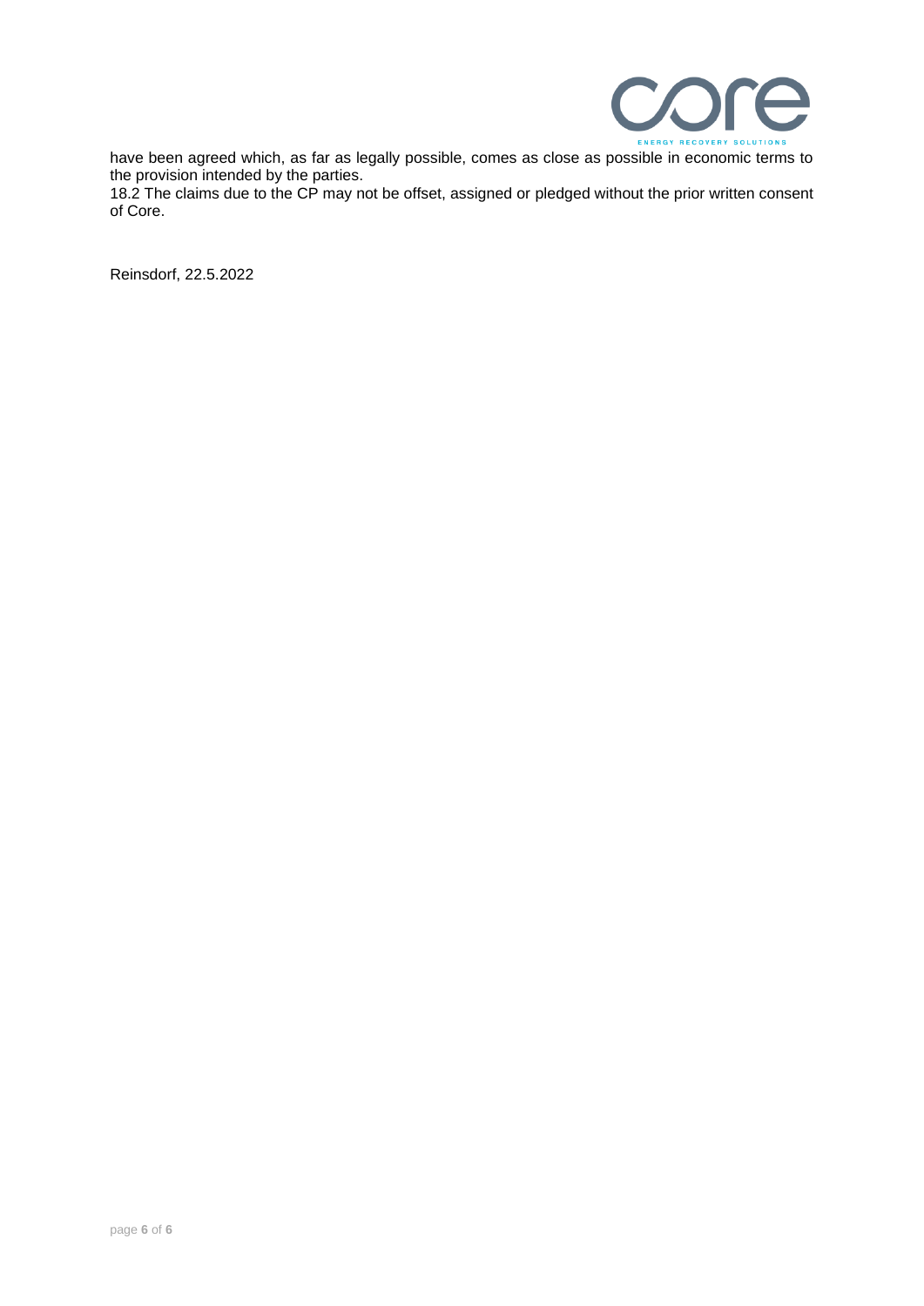have been agreed which, as far as legally possible, comes as close as possible in economic terms to the provision intended by the parties.

18.2 The claims due to the CP may not be offset, assigned or pledged without the prior written consent of Core.

Reinsdorf, 22.5.2022